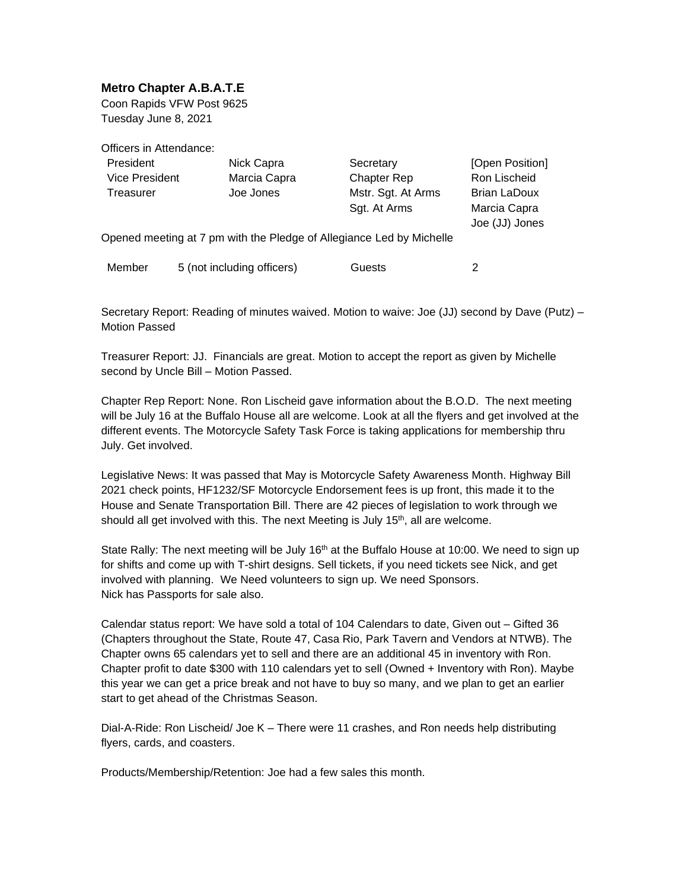**Metro Chapter A.B.A.T.E**

Coon Rapids VFW Post 9625

Tuesday June 8, 2021

Officers in Attendance:

| | | | |
|---|---|---|---|
| President | Nick Capra | Secretary | [Open Position] |
| Vice President | Marcia Capra | Chapter Rep | Ron Lischeid |
| Treasurer | Joe Jones | Mstr. Sgt. At Arms | Brian LaDoux |
| | | Sgt. At Arms | Marcia Capra |
| | | | Joe (JJ) Jones |

Opened meeting at 7 pm with the Pledge of Allegiance Led by Michelle

| | | | |
|---|---|---|---|
| Member | 5 (not including officers) | Guests | 2 |

Secretary Report: Reading of minutes waived. Motion to waive: Joe (JJ) second by Dave (Putz) – Motion Passed

Treasurer Report: JJ. Financials are great. Motion to accept the report as given by Michelle second by Uncle Bill – Motion Passed.

Chapter Rep Report: None. Ron Lischeid gave information about the B.O.D. The next meeting will be July 16 at the Buffalo House all are welcome. Look at all the flyers and get involved at the different events. The Motorcycle Safety Task Force is taking applications for membership thru July. Get involved.

Legislative News: It was passed that May is Motorcycle Safety Awareness Month. Highway Bill 2021 check points, HF1232/SF Motorcycle Endorsement fees is up front, this made it to the House and Senate Transportation Bill. There are 42 pieces of legislation to work through we should all get involved with this. The next Meeting is July 15th, all are welcome.

State Rally: The next meeting will be July 16th at the Buffalo House at 10:00. We need to sign up for shifts and come up with T-shirt designs. Sell tickets, if you need tickets see Nick, and get involved with planning. We Need volunteers to sign up. We need Sponsors.
Nick has Passports for sale also.

Calendar status report: We have sold a total of 104 Calendars to date, Given out – Gifted 36 (Chapters throughout the State, Route 47, Casa Rio, Park Tavern and Vendors at NTWB). The Chapter owns 65 calendars yet to sell and there are an additional 45 in inventory with Ron. Chapter profit to date $300 with 110 calendars yet to sell (Owned + Inventory with Ron). Maybe this year we can get a price break and not have to buy so many, and we plan to get an earlier start to get ahead of the Christmas Season.

Dial-A-Ride: Ron Lischeid/ Joe K – There were 11 crashes, and Ron needs help distributing flyers, cards, and coasters.

Products/Membership/Retention: Joe had a few sales this month.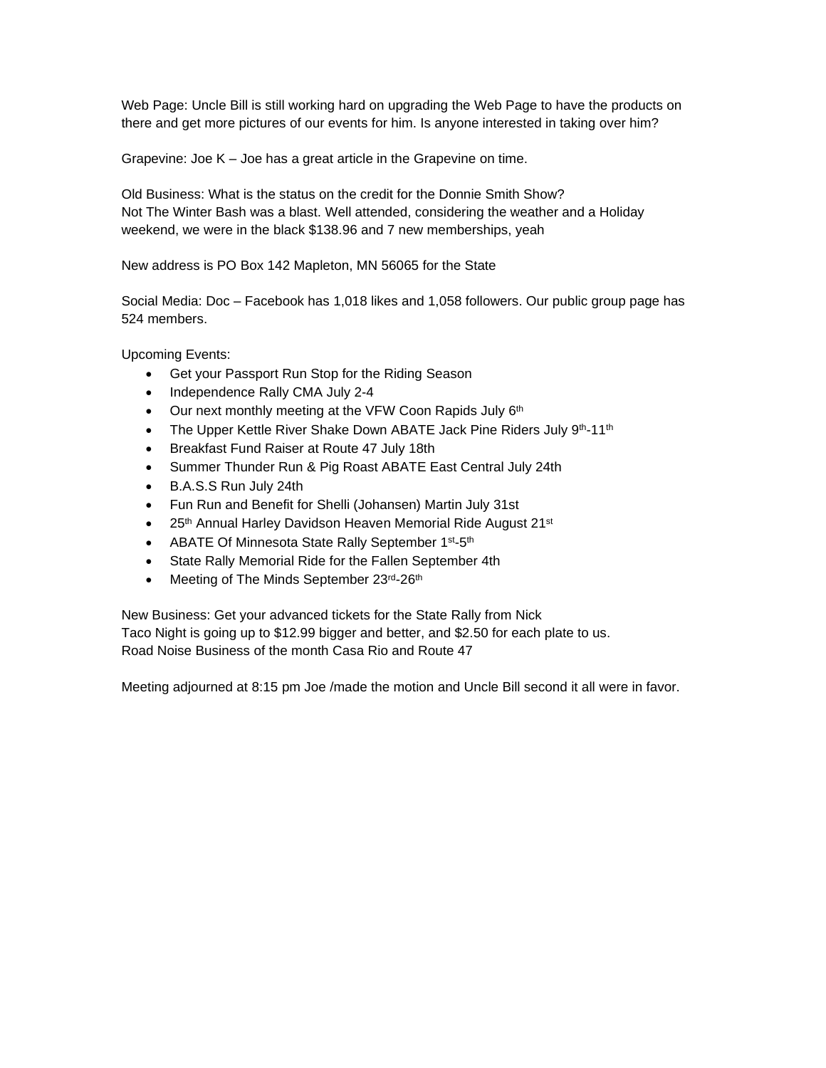Web Page: Uncle Bill is still working hard on upgrading the Web Page to have the products on there and get more pictures of our events for him. Is anyone interested in taking over him?

Grapevine: Joe K – Joe has a great article in the Grapevine on time.

Old Business: What is the status on the credit for the Donnie Smith Show?
Not The Winter Bash was a blast. Well attended, considering the weather and a Holiday weekend, we were in the black $138.96 and 7 new memberships, yeah

New address is PO Box 142 Mapleton, MN 56065 for the State

Social Media: Doc – Facebook has 1,018 likes and 1,058 followers. Our public group page has 524 members.

Upcoming Events:

- Get your Passport Run Stop for the Riding Season
- Independence Rally CMA July 2-4
- Our next monthly meeting at the VFW Coon Rapids July 6th
- The Upper Kettle River Shake Down ABATE Jack Pine Riders July 9th-11th
- Breakfast Fund Raiser at Route 47 July 18th
- Summer Thunder Run & Pig Roast ABATE East Central July 24th
- B.A.S.S Run July 24th
- Fun Run and Benefit for Shelli (Johansen) Martin July 31st
- 25th Annual Harley Davidson Heaven Memorial Ride August 21st
- ABATE Of Minnesota State Rally September 1st-5th
- State Rally Memorial Ride for the Fallen September 4th
- Meeting of The Minds September 23rd-26th

New Business: Get your advanced tickets for the State Rally from Nick
Taco Night is going up to $12.99 bigger and better, and $2.50 for each plate to us.
Road Noise Business of the month Casa Rio and Route 47

Meeting adjourned at 8:15 pm Joe /made the motion and Uncle Bill second it all were in favor.